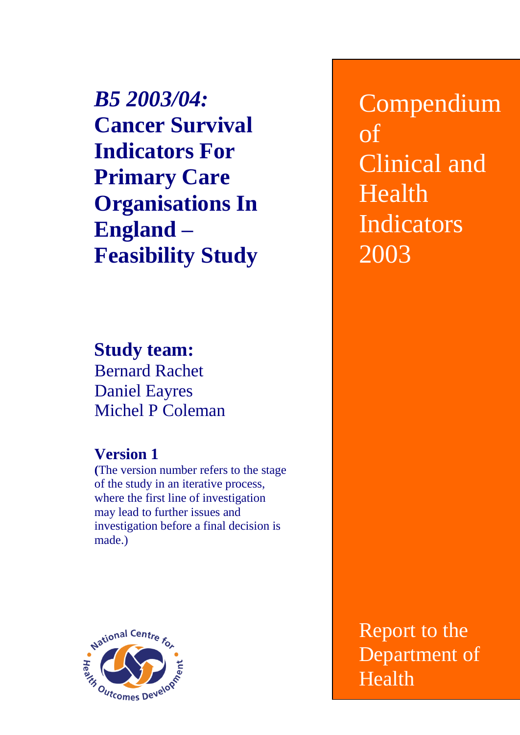# *B5 2003/04:* Cancer Survival Indicators For Primary Care Organisations In England – Feasibility Study

**Study team:**
Bernard Rachet
Daniel Eayres
Michel P Coleman

**Version 1**
**(**The version number refers to the stage of the study in an iterative process, where the first line of investigation may lead to further issues and investigation before a final decision is made.)

National Centre for Health Outcomes Development

Compendium of Clinical and Health Indicators 2003

Report to the Department of Health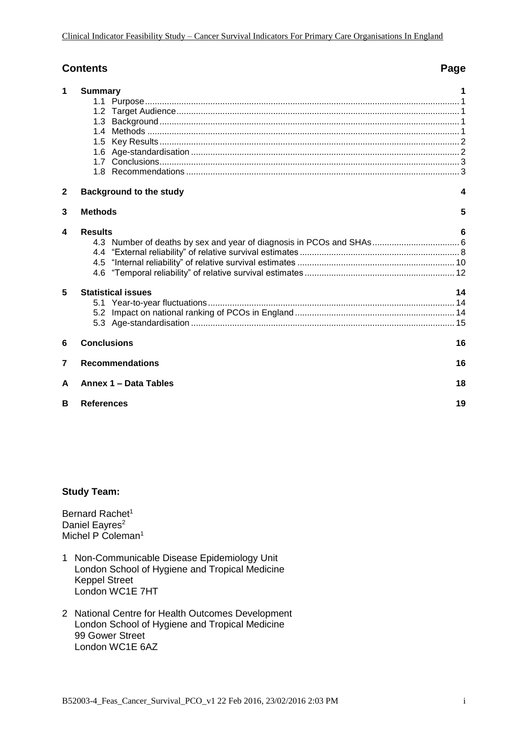## Contents

| | | Page |
|---|---|---|
| **1** | **Summary** | **1** |
| | 1.1 Purpose | 1 |
| | 1.2 Target Audience | 1 |
| | 1.3 Background | 1 |
| | 1.4 Methods | 1 |
| | 1.5 Key Results | 2 |
| | 1.6 Age-standardisation | 2 |
| | 1.7 Conclusions | 3 |
| | 1.8 Recommendations | 3 |
| **2** | **Background to the study** | **4** |
| **3** | **Methods** | **5** |
| **4** | **Results** | **6** |
| | 4.3 Number of deaths by sex and year of diagnosis in PCOs and SHAs | 6 |
| | 4.4 “External reliability” of relative survival estimates | 8 |
| | 4.5 “Internal reliability” of relative survival estimates | 10 |
| | 4.6 “Temporal reliability” of relative survival estimates | 12 |
| **5** | **Statistical issues** | **14** |
| | 5.1 Year-to-year fluctuations | 14 |
| | 5.2 Impact on national ranking of PCOs in England | 14 |
| | 5.3 Age-standardisation | 15 |
| **6** | **Conclusions** | **16** |
| **7** | **Recommendations** | **16** |
| **A** | **Annex 1 – Data Tables** | **18** |
| **B** | **References** | **19** |

### Study Team:

Bernard Rachet[1]
Daniel Eayres[2]
Michel P Coleman[1]

1 Non-Communicable Disease Epidemiology Unit
London School of Hygiene and Tropical Medicine
Keppel Street
London WC1E 7HT

2 National Centre for Health Outcomes Development
London School of Hygiene and Tropical Medicine
99 Gower Street
London WC1E 6AZ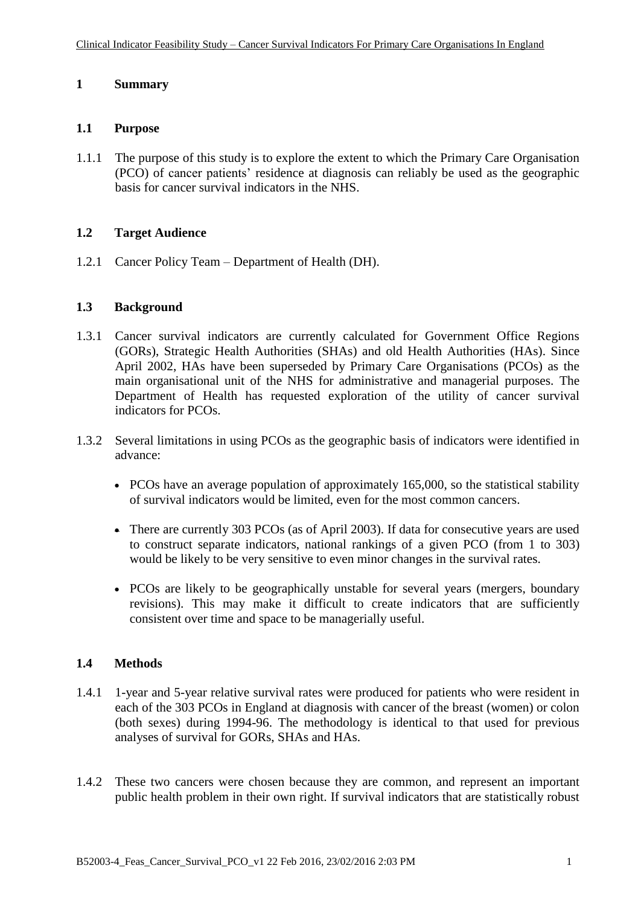# 1 Summary

## 1.1 Purpose

1.1.1 The purpose of this study is to explore the extent to which the Primary Care Organisation (PCO) of cancer patients' residence at diagnosis can reliably be used as the geographic basis for cancer survival indicators in the NHS.

## 1.2 Target Audience

1.2.1 Cancer Policy Team – Department of Health (DH).

## 1.3 Background

1.3.1 Cancer survival indicators are currently calculated for Government Office Regions (GORs), Strategic Health Authorities (SHAs) and old Health Authorities (HAs). Since April 2002, HAs have been superseded by Primary Care Organisations (PCOs) as the main organisational unit of the NHS for administrative and managerial purposes. The Department of Health has requested exploration of the utility of cancer survival indicators for PCOs.

1.3.2 Several limitations in using PCOs as the geographic basis of indicators were identified in advance:

- PCOs have an average population of approximately 165,000, so the statistical stability of survival indicators would be limited, even for the most common cancers.
- There are currently 303 PCOs (as of April 2003). If data for consecutive years are used to construct separate indicators, national rankings of a given PCO (from 1 to 303) would be likely to be very sensitive to even minor changes in the survival rates.
- PCOs are likely to be geographically unstable for several years (mergers, boundary revisions). This may make it difficult to create indicators that are sufficiently consistent over time and space to be managerially useful.

## 1.4 Methods

1.4.1 1-year and 5-year relative survival rates were produced for patients who were resident in each of the 303 PCOs in England at diagnosis with cancer of the breast (women) or colon (both sexes) during 1994-96. The methodology is identical to that used for previous analyses of survival for GORs, SHAs and HAs.

1.4.2 These two cancers were chosen because they are common, and represent an important public health problem in their own right. If survival indicators that are statistically robust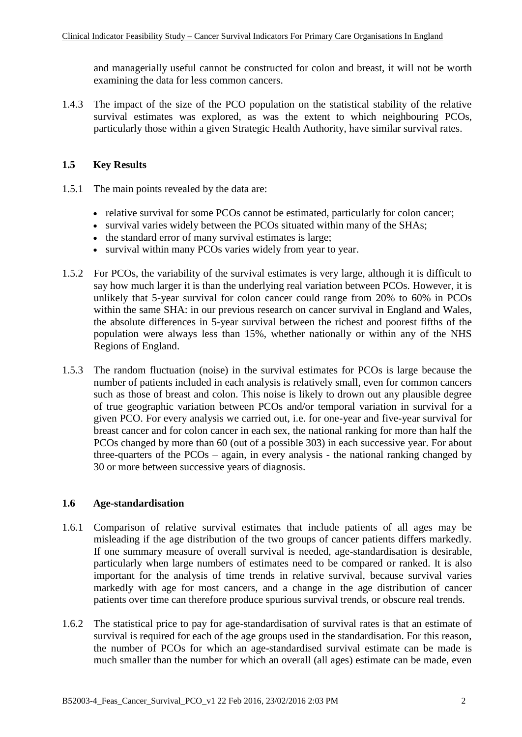and managerially useful cannot be constructed for colon and breast, it will not be worth examining the data for less common cancers.

1.4.3 The impact of the size of the PCO population on the statistical stability of the relative survival estimates was explored, as was the extent to which neighbouring PCOs, particularly those within a given Strategic Health Authority, have similar survival rates.

## 1.5 Key Results

1.5.1 The main points revealed by the data are:

- relative survival for some PCOs cannot be estimated, particularly for colon cancer;
- survival varies widely between the PCOs situated within many of the SHAs;
- the standard error of many survival estimates is large;
- survival within many PCOs varies widely from year to year.

1.5.2 For PCOs, the variability of the survival estimates is very large, although it is difficult to say how much larger it is than the underlying real variation between PCOs. However, it is unlikely that 5-year survival for colon cancer could range from 20% to 60% in PCOs within the same SHA: in our previous research on cancer survival in England and Wales, the absolute differences in 5-year survival between the richest and poorest fifths of the population were always less than 15%, whether nationally or within any of the NHS Regions of England.

1.5.3 The random fluctuation (noise) in the survival estimates for PCOs is large because the number of patients included in each analysis is relatively small, even for common cancers such as those of breast and colon. This noise is likely to drown out any plausible degree of true geographic variation between PCOs and/or temporal variation in survival for a given PCO. For every analysis we carried out, i.e. for one-year and five-year survival for breast cancer and for colon cancer in each sex, the national ranking for more than half the PCOs changed by more than 60 (out of a possible 303) in each successive year. For about three-quarters of the PCOs – again, in every analysis - the national ranking changed by 30 or more between successive years of diagnosis.

## 1.6 Age-standardisation

1.6.1 Comparison of relative survival estimates that include patients of all ages may be misleading if the age distribution of the two groups of cancer patients differs markedly. If one summary measure of overall survival is needed, age-standardisation is desirable, particularly when large numbers of estimates need to be compared or ranked. It is also important for the analysis of time trends in relative survival, because survival varies markedly with age for most cancers, and a change in the age distribution of cancer patients over time can therefore produce spurious survival trends, or obscure real trends.

1.6.2 The statistical price to pay for age-standardisation of survival rates is that an estimate of survival is required for each of the age groups used in the standardisation. For this reason, the number of PCOs for which an age-standardised survival estimate can be made is much smaller than the number for which an overall (all ages) estimate can be made, even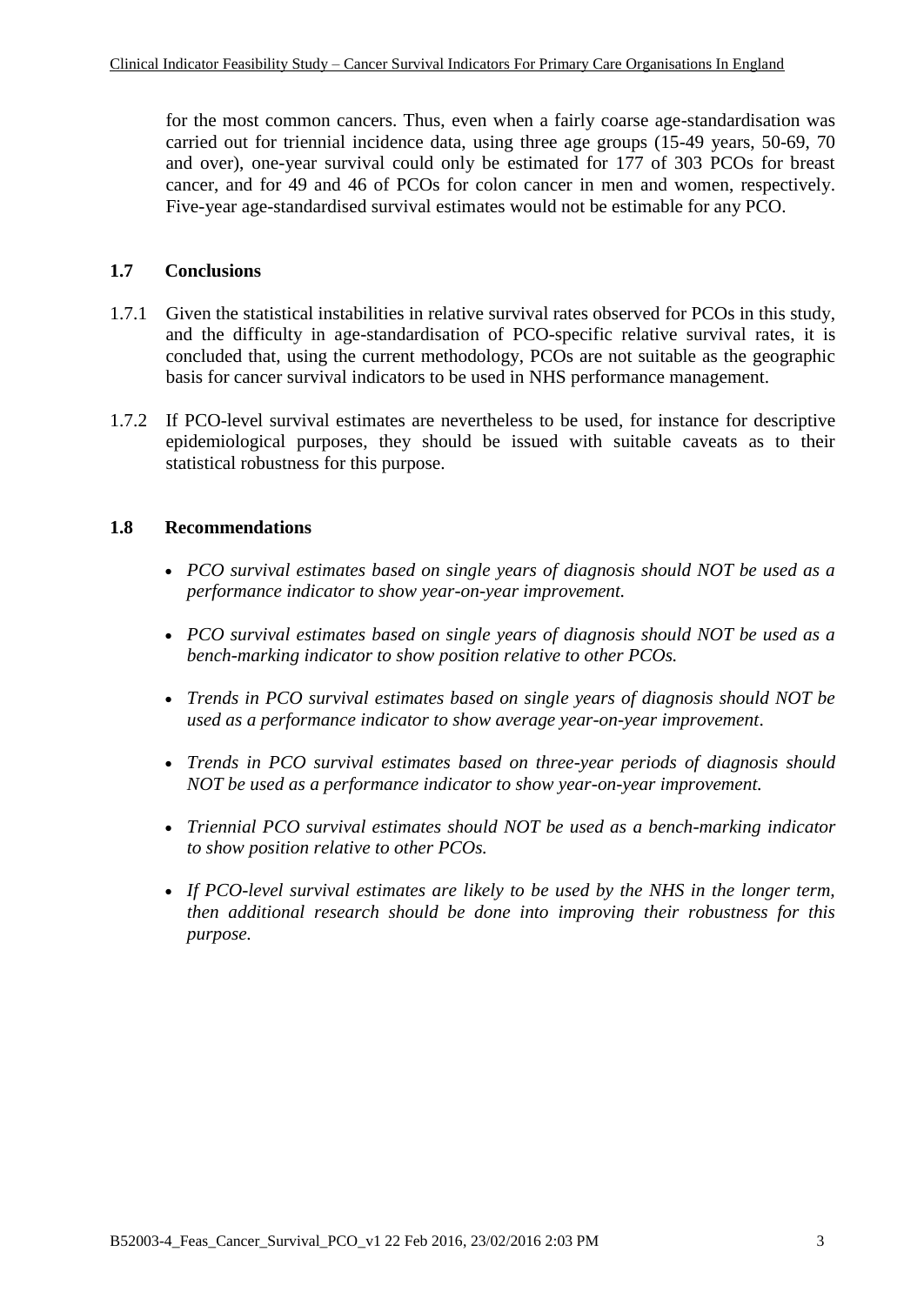for the most common cancers. Thus, even when a fairly coarse age-standardisation was carried out for triennial incidence data, using three age groups (15-49 years, 50-69, 70 and over), one-year survival could only be estimated for 177 of 303 PCOs for breast cancer, and for 49 and 46 of PCOs for colon cancer in men and women, respectively. Five-year age-standardised survival estimates would not be estimable for any PCO.

## 1.7 Conclusions

1.7.1 Given the statistical instabilities in relative survival rates observed for PCOs in this study, and the difficulty in age-standardisation of PCO-specific relative survival rates, it is concluded that, using the current methodology, PCOs are not suitable as the geographic basis for cancer survival indicators to be used in NHS performance management.

1.7.2 If PCO-level survival estimates are nevertheless to be used, for instance for descriptive epidemiological purposes, they should be issued with suitable caveats as to their statistical robustness for this purpose.

## 1.8 Recommendations

- *PCO survival estimates based on single years of diagnosis should NOT be used as a performance indicator to show year-on-year improvement.*
- *PCO survival estimates based on single years of diagnosis should NOT be used as a bench-marking indicator to show position relative to other PCOs.*
- *Trends in PCO survival estimates based on single years of diagnosis should NOT be used as a performance indicator to show average year-on-year improvement*.
- *Trends in PCO survival estimates based on three-year periods of diagnosis should NOT be used as a performance indicator to show year-on-year improvement.*
- *Triennial PCO survival estimates should NOT be used as a bench-marking indicator to show position relative to other PCOs.*
- *If PCO-level survival estimates are likely to be used by the NHS in the longer term, then additional research should be done into improving their robustness for this purpose.*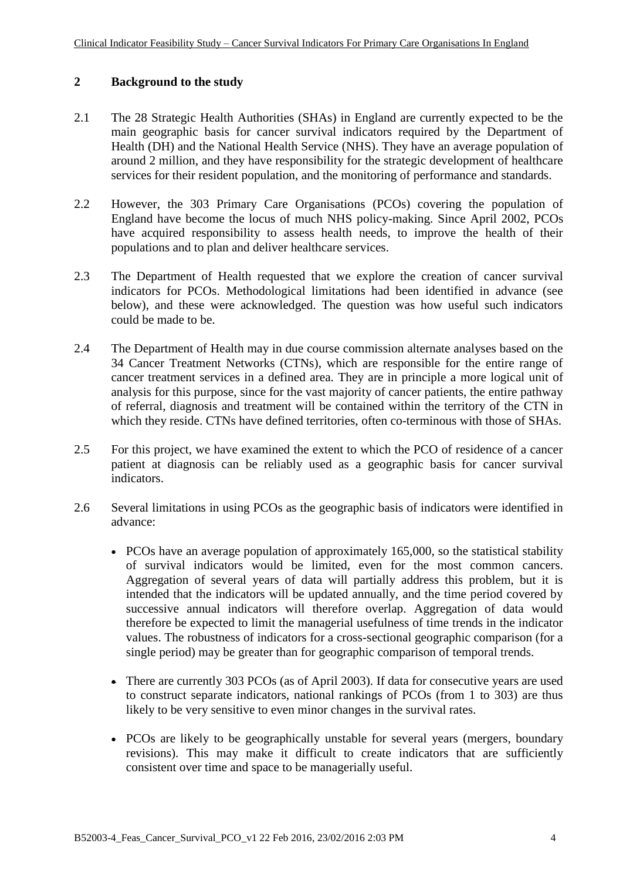## 2 Background to the study

2.1 The 28 Strategic Health Authorities (SHAs) in England are currently expected to be the main geographic basis for cancer survival indicators required by the Department of Health (DH) and the National Health Service (NHS). They have an average population of around 2 million, and they have responsibility for the strategic development of healthcare services for their resident population, and the monitoring of performance and standards.

2.2 However, the 303 Primary Care Organisations (PCOs) covering the population of England have become the locus of much NHS policy-making. Since April 2002, PCOs have acquired responsibility to assess health needs, to improve the health of their populations and to plan and deliver healthcare services.

2.3 The Department of Health requested that we explore the creation of cancer survival indicators for PCOs. Methodological limitations had been identified in advance (see below), and these were acknowledged. The question was how useful such indicators could be made to be.

2.4 The Department of Health may in due course commission alternate analyses based on the 34 Cancer Treatment Networks (CTNs), which are responsible for the entire range of cancer treatment services in a defined area. They are in principle a more logical unit of analysis for this purpose, since for the vast majority of cancer patients, the entire pathway of referral, diagnosis and treatment will be contained within the territory of the CTN in which they reside. CTNs have defined territories, often co-terminous with those of SHAs.

2.5 For this project, we have examined the extent to which the PCO of residence of a cancer patient at diagnosis can be reliably used as a geographic basis for cancer survival indicators.

2.6 Several limitations in using PCOs as the geographic basis of indicators were identified in advance:

- PCOs have an average population of approximately 165,000, so the statistical stability of survival indicators would be limited, even for the most common cancers. Aggregation of several years of data will partially address this problem, but it is intended that the indicators will be updated annually, and the time period covered by successive annual indicators will therefore overlap. Aggregation of data would therefore be expected to limit the managerial usefulness of time trends in the indicator values. The robustness of indicators for a cross-sectional geographic comparison (for a single period) may be greater than for geographic comparison of temporal trends.

- There are currently 303 PCOs (as of April 2003). If data for consecutive years are used to construct separate indicators, national rankings of PCOs (from 1 to 303) are thus likely to be very sensitive to even minor changes in the survival rates.

- PCOs are likely to be geographically unstable for several years (mergers, boundary revisions). This may make it difficult to create indicators that are sufficiently consistent over time and space to be managerially useful.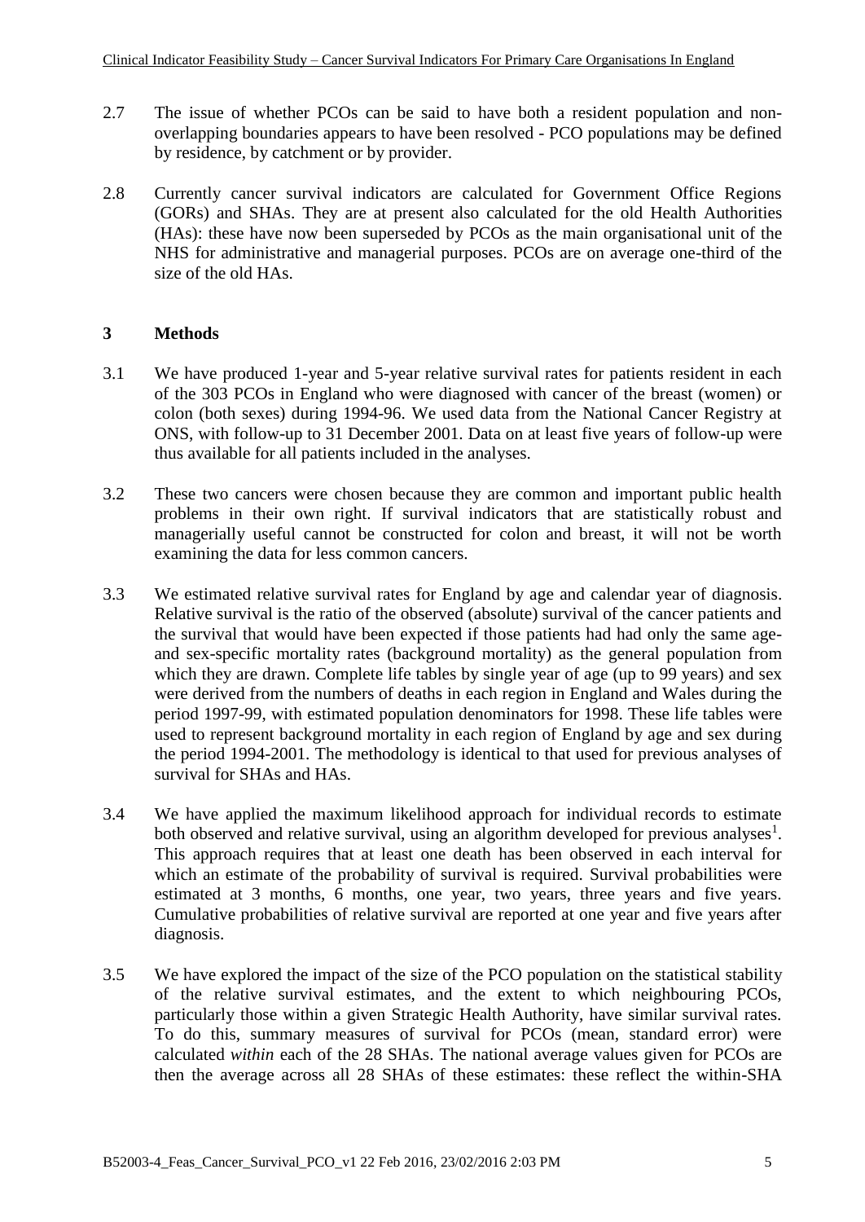2.7 The issue of whether PCOs can be said to have both a resident population and non-overlapping boundaries appears to have been resolved - PCO populations may be defined by residence, by catchment or by provider.

2.8 Currently cancer survival indicators are calculated for Government Office Regions (GORs) and SHAs. They are at present also calculated for the old Health Authorities (HAs): these have now been superseded by PCOs as the main organisational unit of the NHS for administrative and managerial purposes. PCOs are on average one-third of the size of the old HAs.

## 3 Methods

3.1 We have produced 1-year and 5-year relative survival rates for patients resident in each of the 303 PCOs in England who were diagnosed with cancer of the breast (women) or colon (both sexes) during 1994-96. We used data from the National Cancer Registry at ONS, with follow-up to 31 December 2001. Data on at least five years of follow-up were thus available for all patients included in the analyses.

3.2 These two cancers were chosen because they are common and important public health problems in their own right. If survival indicators that are statistically robust and managerially useful cannot be constructed for colon and breast, it will not be worth examining the data for less common cancers.

3.3 We estimated relative survival rates for England by age and calendar year of diagnosis. Relative survival is the ratio of the observed (absolute) survival of the cancer patients and the survival that would have been expected if those patients had had only the same age- and sex-specific mortality rates (background mortality) as the general population from which they are drawn. Complete life tables by single year of age (up to 99 years) and sex were derived from the numbers of deaths in each region in England and Wales during the period 1997-99, with estimated population denominators for 1998. These life tables were used to represent background mortality in each region of England by age and sex during the period 1994-2001. The methodology is identical to that used for previous analyses of survival for SHAs and HAs.

3.4 We have applied the maximum likelihood approach for individual records to estimate both observed and relative survival, using an algorithm developed for previous analyses[1]. This approach requires that at least one death has been observed in each interval for which an estimate of the probability of survival is required. Survival probabilities were estimated at 3 months, 6 months, one year, two years, three years and five years. Cumulative probabilities of relative survival are reported at one year and five years after diagnosis.

3.5 We have explored the impact of the size of the PCO population on the statistical stability of the relative survival estimates, and the extent to which neighbouring PCOs, particularly those within a given Strategic Health Authority, have similar survival rates. To do this, summary measures of survival for PCOs (mean, standard error) were calculated *within* each of the 28 SHAs. The national average values given for PCOs are then the average across all 28 SHAs of these estimates: these reflect the within-SHA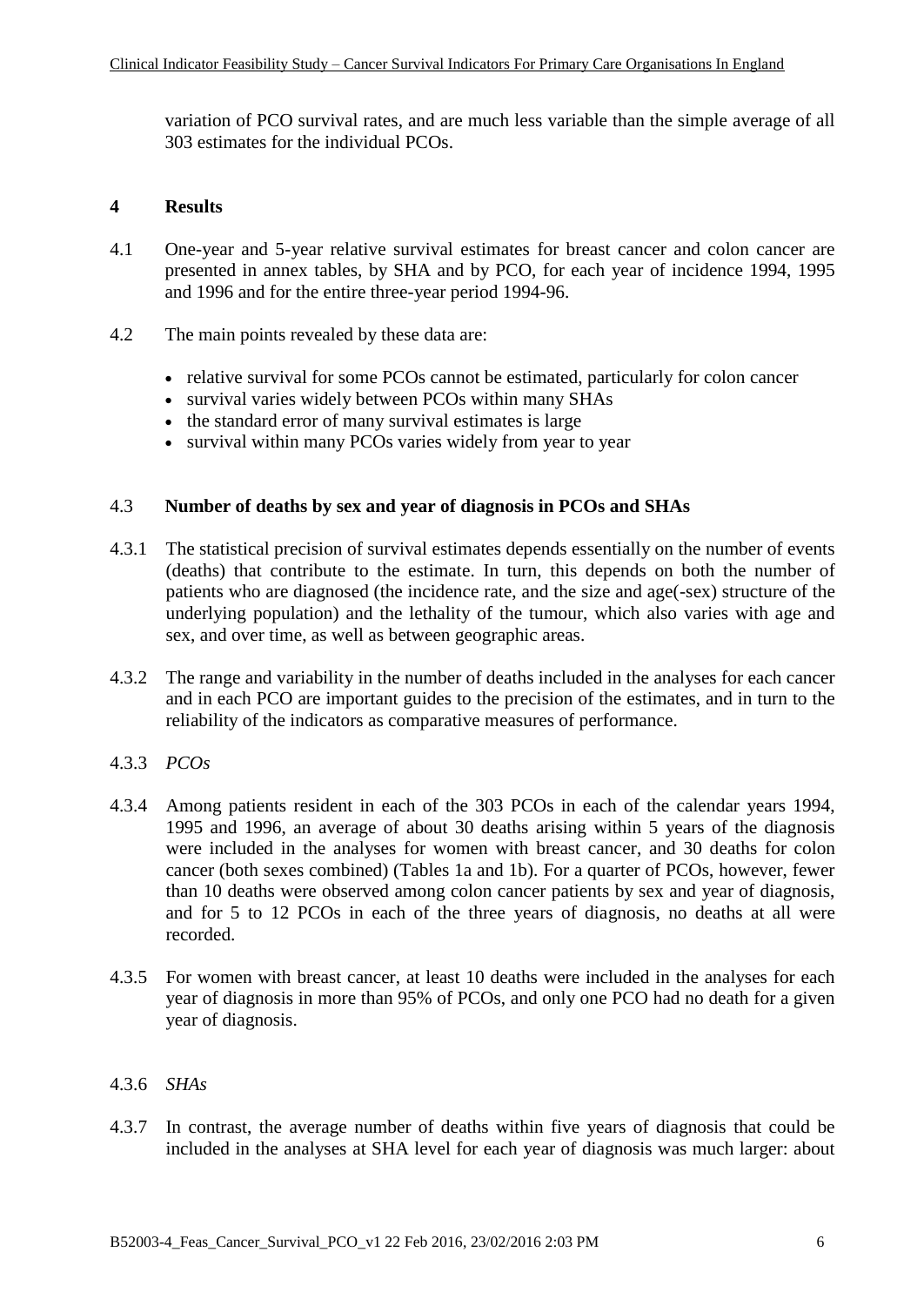variation of PCO survival rates, and are much less variable than the simple average of all 303 estimates for the individual PCOs.

## 4 Results

4.1 One-year and 5-year relative survival estimates for breast cancer and colon cancer are presented in annex tables, by SHA and by PCO, for each year of incidence 1994, 1995 and 1996 and for the entire three-year period 1994-96.

4.2 The main points revealed by these data are:

- relative survival for some PCOs cannot be estimated, particularly for colon cancer
- survival varies widely between PCOs within many SHAs
- the standard error of many survival estimates is large
- survival within many PCOs varies widely from year to year

### 4.3 Number of deaths by sex and year of diagnosis in PCOs and SHAs

4.3.1 The statistical precision of survival estimates depends essentially on the number of events (deaths) that contribute to the estimate. In turn, this depends on both the number of patients who are diagnosed (the incidence rate, and the size and age(-sex) structure of the underlying population) and the lethality of the tumour, which also varies with age and sex, and over time, as well as between geographic areas.

4.3.2 The range and variability in the number of deaths included in the analyses for each cancer and in each PCO are important guides to the precision of the estimates, and in turn to the reliability of the indicators as comparative measures of performance.

4.3.3 *PCOs*

4.3.4 Among patients resident in each of the 303 PCOs in each of the calendar years 1994, 1995 and 1996, an average of about 30 deaths arising within 5 years of the diagnosis were included in the analyses for women with breast cancer, and 30 deaths for colon cancer (both sexes combined) (Tables 1a and 1b). For a quarter of PCOs, however, fewer than 10 deaths were observed among colon cancer patients by sex and year of diagnosis, and for 5 to 12 PCOs in each of the three years of diagnosis, no deaths at all were recorded.

4.3.5 For women with breast cancer, at least 10 deaths were included in the analyses for each year of diagnosis in more than 95% of PCOs, and only one PCO had no death for a given year of diagnosis.

4.3.6 *SHAs*

4.3.7 In contrast, the average number of deaths within five years of diagnosis that could be included in the analyses at SHA level for each year of diagnosis was much larger: about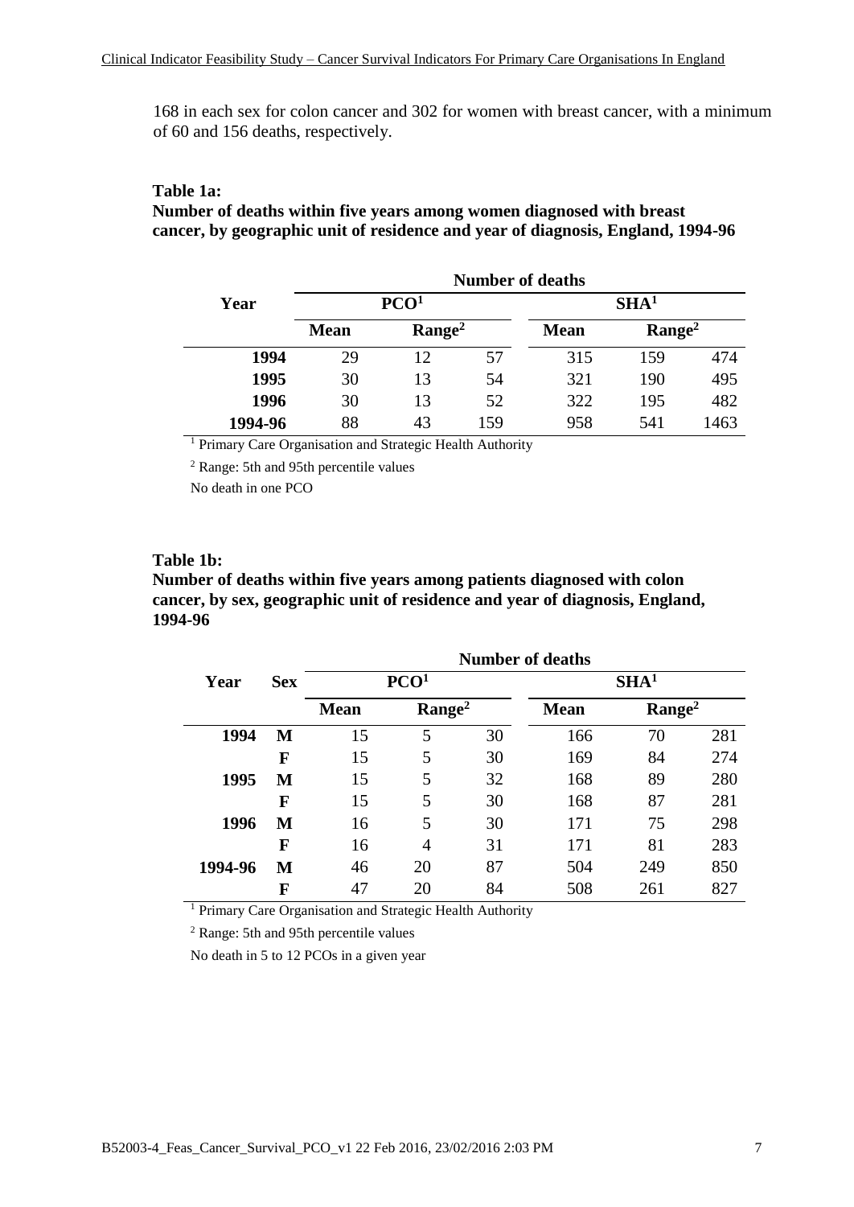168 in each sex for colon cancer and 302 for women with breast cancer, with a minimum of 60 and 156 deaths, respectively.

**Table 1a:**
**Number of deaths within five years among women diagnosed with breast cancer, by geographic unit of residence and year of diagnosis, England, 1994-96**

| Year | Number of deaths | | | | | |
|---|---|---|---|---|---|---|
| | PCO[1] | | | SHA[1] | | |
| | Mean | Range[2] | | Mean | Range[2] | |
| **1994** | 29 | 12 | 57 | 315 | 159 | 474 |
| **1995** | 30 | 13 | 54 | 321 | 190 | 495 |
| **1996** | 30 | 13 | 52 | 322 | 195 | 482 |
| **1994-96** | 88 | 43 | 159 | 958 | 541 | 1463 |

[1] Primary Care Organisation and Strategic Health Authority

[2] Range: 5th and 95th percentile values

No death in one PCO

**Table 1b:**
**Number of deaths within five years among patients diagnosed with colon cancer, by sex, geographic unit of residence and year of diagnosis, England, 1994-96**

| Year | Sex | Number of deaths | | | | | |
|---|---|---|---|---|---|---|---|
| | | PCO[1] | | | SHA[1] | | |
| | | Mean | Range[2] | | Mean | Range[2] | |
| **1994** | **M** | 15 | 5 | 30 | 166 | 70 | 281 |
| | **F** | 15 | 5 | 30 | 169 | 84 | 274 |
| **1995** | **M** | 15 | 5 | 32 | 168 | 89 | 280 |
| | **F** | 15 | 5 | 30 | 168 | 87 | 281 |
| **1996** | **M** | 16 | 5 | 30 | 171 | 75 | 298 |
| | **F** | 16 | 4 | 31 | 171 | 81 | 283 |
| **1994-96** | **M** | 46 | 20 | 87 | 504 | 249 | 850 |
| | **F** | 47 | 20 | 84 | 508 | 261 | 827 |

[1] Primary Care Organisation and Strategic Health Authority

[2] Range: 5th and 95th percentile values

No death in 5 to 12 PCOs in a given year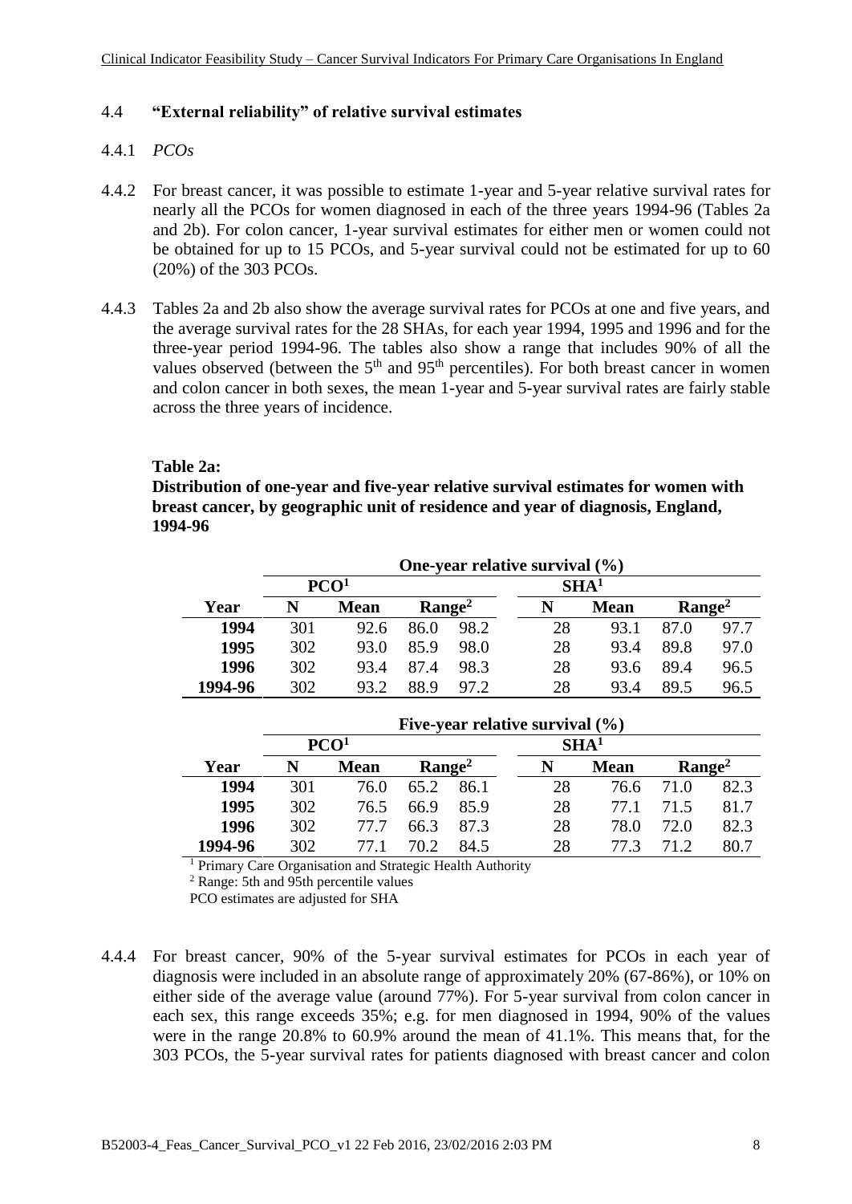## 4.4 "External reliability" of relative survival estimates

### 4.4.1 *PCOs*

4.4.2 For breast cancer, it was possible to estimate 1-year and 5-year relative survival rates for nearly all the PCOs for women diagnosed in each of the three years 1994-96 (Tables 2a and 2b). For colon cancer, 1-year survival estimates for either men or women could not be obtained for up to 15 PCOs, and 5-year survival could not be estimated for up to 60 (20%) of the 303 PCOs.

4.4.3 Tables 2a and 2b also show the average survival rates for PCOs at one and five years, and the average survival rates for the 28 SHAs, for each year 1994, 1995 and 1996 and for the three-year period 1994-96. The tables also show a range that includes 90% of all the values observed (between the 5th and 95th percentiles). For both breast cancer in women and colon cancer in both sexes, the mean 1-year and 5-year survival rates are fairly stable across the three years of incidence.

**Table 2a:**
**Distribution of one-year and five-year relative survival estimates for women with breast cancer, by geographic unit of residence and year of diagnosis, England, 1994-96**

| | One-year relative survival (%) | | | | | | | |
|---|---|---|---|---|---|---|---|---|
| | PCO[1] | | | | SHA[1] | | | |
| **Year** | **N** | **Mean** | **Range[2]** | | **N** | **Mean** | **Range[2]** | |
| **1994** | 301 | 92.6 | 86.0 | 98.2 | 28 | 93.1 | 87.0 | 97.7 |
| **1995** | 302 | 93.0 | 85.9 | 98.0 | 28 | 93.4 | 89.8 | 97.0 |
| **1996** | 302 | 93.4 | 87.4 | 98.3 | 28 | 93.6 | 89.4 | 96.5 |
| **1994-96** | 302 | 93.2 | 88.9 | 97.2 | 28 | 93.4 | 89.5 | 96.5 |

| | Five-year relative survival (%) | | | | | | | |
|---|---|---|---|---|---|---|---|---|
| | PCO[1] | | | | SHA[1] | | | |
| **Year** | **N** | **Mean** | **Range[2]** | | **N** | **Mean** | **Range[2]** | |
| **1994** | 301 | 76.0 | 65.2 | 86.1 | 28 | 76.6 | 71.0 | 82.3 |
| **1995** | 302 | 76.5 | 66.9 | 85.9 | 28 | 77.1 | 71.5 | 81.7 |
| **1996** | 302 | 77.7 | 66.3 | 87.3 | 28 | 78.0 | 72.0 | 82.3 |
| **1994-96** | 302 | 77.1 | 70.2 | 84.5 | 28 | 77.3 | 71.2 | 80.7 |

[1] Primary Care Organisation and Strategic Health Authority
[2] Range: 5th and 95th percentile values
PCO estimates are adjusted for SHA

4.4.4 For breast cancer, 90% of the 5-year survival estimates for PCOs in each year of diagnosis were included in an absolute range of approximately 20% (67-86%), or 10% on either side of the average value (around 77%). For 5-year survival from colon cancer in each sex, this range exceeds 35%; e.g. for men diagnosed in 1994, 90% of the values were in the range 20.8% to 60.9% around the mean of 41.1%. This means that, for the 303 PCOs, the 5-year survival rates for patients diagnosed with breast cancer and colon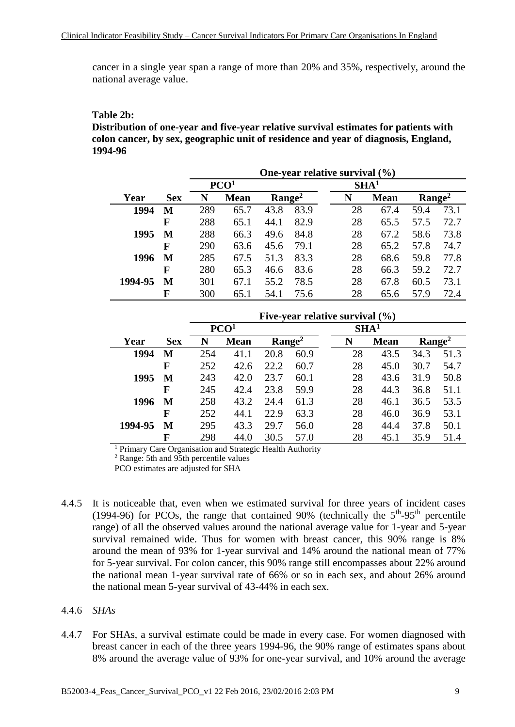cancer in a single year span a range of more than 20% and 35%, respectively, around the national average value.

**Table 2b:**

**Distribution of one-year and five-year relative survival estimates for patients with colon cancer, by sex, geographic unit of residence and year of diagnosis, England, 1994-96**

| | | One-year relative survival (%) | | | | | | | |
|---|---|---|---|---|---|---|---|---|---|
| | | PCO[1] | | | | SHA[1] | | | |
| Year | Sex | N | Mean | Range[2] | | N | Mean | Range[2] | |
| **1994** | **M** | 289 | 65.7 | 43.8 | 83.9 | 28 | 67.4 | 59.4 | 73.1 |
| | **F** | 288 | 65.1 | 44.1 | 82.9 | 28 | 65.5 | 57.5 | 72.7 |
| **1995** | **M** | 288 | 66.3 | 49.6 | 84.8 | 28 | 67.2 | 58.6 | 73.8 |
| | **F** | 290 | 63.6 | 45.6 | 79.1 | 28 | 65.2 | 57.8 | 74.7 |
| **1996** | **M** | 285 | 67.5 | 51.3 | 83.3 | 28 | 68.6 | 59.8 | 77.8 |
| | **F** | 280 | 65.3 | 46.6 | 83.6 | 28 | 66.3 | 59.2 | 72.7 |
| **1994-95** | **M** | 301 | 67.1 | 55.2 | 78.5 | 28 | 67.8 | 60.5 | 73.1 |
| | **F** | 300 | 65.1 | 54.1 | 75.6 | 28 | 65.6 | 57.9 | 72.4 |

| | | Five-year relative survival (%) | | | | | | | |
|---|---|---|---|---|---|---|---|---|---|
| | | PCO[1] | | | | SHA[1] | | | |
| Year | Sex | N | Mean | Range[2] | | N | Mean | Range[2] | |
| **1994** | **M** | 254 | 41.1 | 20.8 | 60.9 | 28 | 43.5 | 34.3 | 51.3 |
| | **F** | 252 | 42.6 | 22.2 | 60.7 | 28 | 45.0 | 30.7 | 54.7 |
| **1995** | **M** | 243 | 42.0 | 23.7 | 60.1 | 28 | 43.6 | 31.9 | 50.8 |
| | **F** | 245 | 42.4 | 23.8 | 59.9 | 28 | 44.3 | 36.8 | 51.1 |
| **1996** | **M** | 258 | 43.2 | 24.4 | 61.3 | 28 | 46.1 | 36.5 | 53.5 |
| | **F** | 252 | 44.1 | 22.9 | 63.3 | 28 | 46.0 | 36.9 | 53.1 |
| **1994-95** | **M** | 295 | 43.3 | 29.7 | 56.0 | 28 | 44.4 | 37.8 | 50.1 |
| | **F** | 298 | 44.0 | 30.5 | 57.0 | 28 | 45.1 | 35.9 | 51.4 |

[1] Primary Care Organisation and Strategic Health Authority

[2] Range: 5th and 95th percentile values

PCO estimates are adjusted for SHA

4.4.5 It is noticeable that, even when we estimated survival for three years of incident cases (1994-96) for PCOs, the range that contained 90% (technically the 5th-95th percentile range) of all the observed values around the national average value for 1-year and 5-year survival remained wide. Thus for women with breast cancer, this 90% range is 8% around the mean of 93% for 1-year survival and 14% around the national mean of 77% for 5-year survival. For colon cancer, this 90% range still encompasses about 22% around the national mean 1-year survival rate of 66% or so in each sex, and about 26% around the national mean 5-year survival of 43-44% in each sex.

4.4.6 *SHAs*

4.4.7 For SHAs, a survival estimate could be made in every case. For women diagnosed with breast cancer in each of the three years 1994-96, the 90% range of estimates spans about 8% around the average value of 93% for one-year survival, and 10% around the average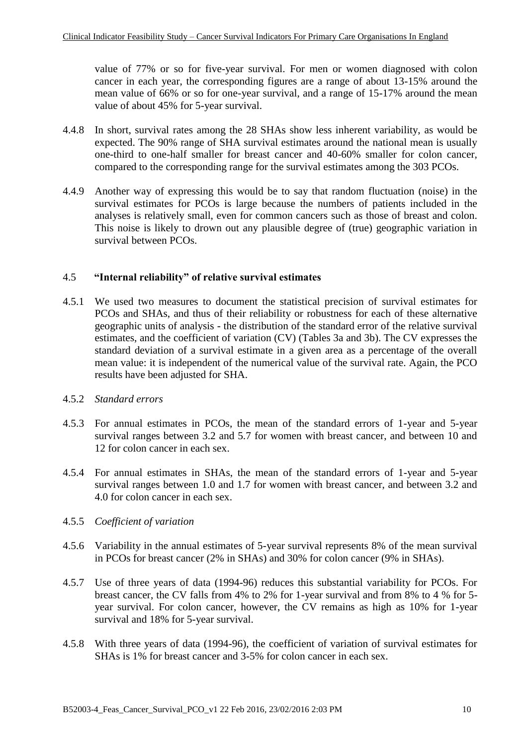value of 77% or so for five-year survival. For men or women diagnosed with colon cancer in each year, the corresponding figures are a range of about 13-15% around the mean value of 66% or so for one-year survival, and a range of 15-17% around the mean value of about 45% for 5-year survival.

4.4.8 In short, survival rates among the 28 SHAs show less inherent variability, as would be expected. The 90% range of SHA survival estimates around the national mean is usually one-third to one-half smaller for breast cancer and 40-60% smaller for colon cancer, compared to the corresponding range for the survival estimates among the 303 PCOs.

4.4.9 Another way of expressing this would be to say that random fluctuation (noise) in the survival estimates for PCOs is large because the numbers of patients included in the analyses is relatively small, even for common cancers such as those of breast and colon. This noise is likely to drown out any plausible degree of (true) geographic variation in survival between PCOs.

## 4.5 "Internal reliability" of relative survival estimates

4.5.1 We used two measures to document the statistical precision of survival estimates for PCOs and SHAs, and thus of their reliability or robustness for each of these alternative geographic units of analysis - the distribution of the standard error of the relative survival estimates, and the coefficient of variation (CV) (Tables 3a and 3b). The CV expresses the standard deviation of a survival estimate in a given area as a percentage of the overall mean value: it is independent of the numerical value of the survival rate. Again, the PCO results have been adjusted for SHA.

4.5.2 *Standard errors*

4.5.3 For annual estimates in PCOs, the mean of the standard errors of 1-year and 5-year survival ranges between 3.2 and 5.7 for women with breast cancer, and between 10 and 12 for colon cancer in each sex.

4.5.4 For annual estimates in SHAs, the mean of the standard errors of 1-year and 5-year survival ranges between 1.0 and 1.7 for women with breast cancer, and between 3.2 and 4.0 for colon cancer in each sex.

4.5.5 *Coefficient of variation*

4.5.6 Variability in the annual estimates of 5-year survival represents 8% of the mean survival in PCOs for breast cancer (2% in SHAs) and 30% for colon cancer (9% in SHAs).

4.5.7 Use of three years of data (1994-96) reduces this substantial variability for PCOs. For breast cancer, the CV falls from 4% to 2% for 1-year survival and from 8% to 4 % for 5-year survival. For colon cancer, however, the CV remains as high as 10% for 1-year survival and 18% for 5-year survival.

4.5.8 With three years of data (1994-96), the coefficient of variation of survival estimates for SHAs is 1% for breast cancer and 3-5% for colon cancer in each sex.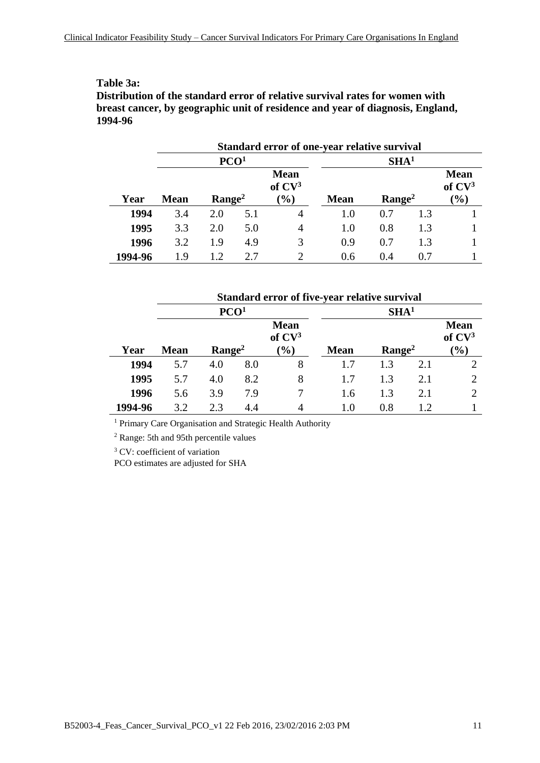**Table 3a:**
**Distribution of the standard error of relative survival rates for women with breast cancer, by geographic unit of residence and year of diagnosis, England, 1994-96**

| | Standard error of one-year relative survival | | | | | | | |
|---|---|---|---|---|---|---|---|---|
| | PCO[1] | | | | SHA[1] | | | |
| Year | Mean | Range[2] | | Mean of CV[3] (%) | Mean | Range[2] | | Mean of CV[3] (%) |
| **1994** | 3.4 | 2.0 | 5.1 | 4 | 1.0 | 0.7 | 1.3 | 1 |
| **1995** | 3.3 | 2.0 | 5.0 | 4 | 1.0 | 0.8 | 1.3 | 1 |
| **1996** | 3.2 | 1.9 | 4.9 | 3 | 0.9 | 0.7 | 1.3 | 1 |
| **1994-96** | 1.9 | 1.2 | 2.7 | 2 | 0.6 | 0.4 | 0.7 | 1 |

| | Standard error of five-year relative survival | | | | | | | |
|---|---|---|---|---|---|---|---|---|
| | PCO[1] | | | | SHA[1] | | | |
| Year | Mean | Range[2] | | Mean of CV[3] (%) | Mean | Range[2] | | Mean of CV[3] (%) |
| **1994** | 5.7 | 4.0 | 8.0 | 8 | 1.7 | 1.3 | 2.1 | 2 |
| **1995** | 5.7 | 4.0 | 8.2 | 8 | 1.7 | 1.3 | 2.1 | 2 |
| **1996** | 5.6 | 3.9 | 7.9 | 7 | 1.6 | 1.3 | 2.1 | 2 |
| **1994-96** | 3.2 | 2.3 | 4.4 | 4 | 1.0 | 0.8 | 1.2 | 1 |

[1] Primary Care Organisation and Strategic Health Authority

[2] Range: 5th and 95th percentile values

[3] CV: coefficient of variation

PCO estimates are adjusted for SHA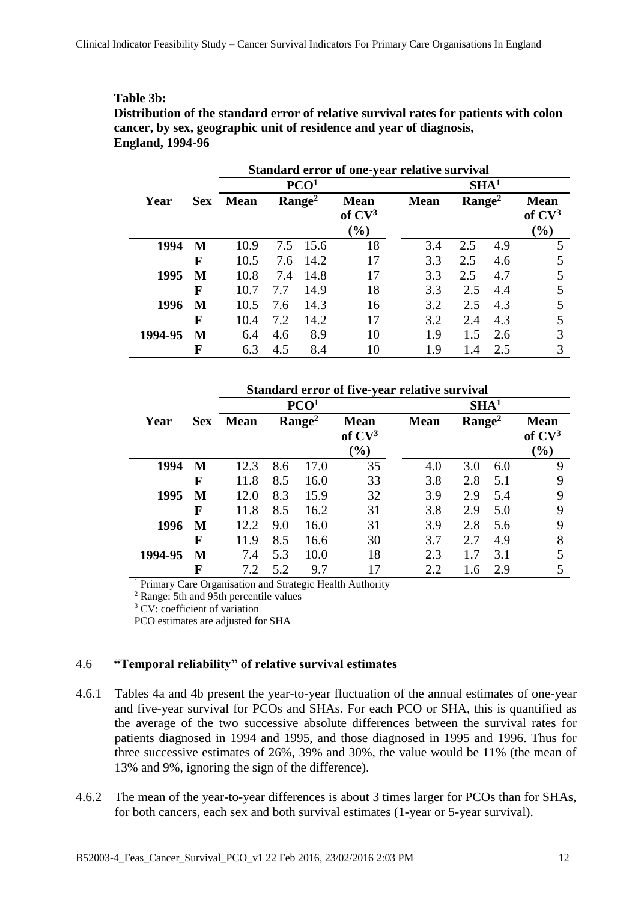**Table 3b:**
**Distribution of the standard error of relative survival rates for patients with colon cancer, by sex, geographic unit of residence and year of diagnosis, England, 1994-96**

| | | Standard error of one-year relative survival | | | | | | | |
|---|---|---|---|---|---|---|---|---|---|
| | | PCO[1] | | | | SHA[1] | | | |
| Year | Sex | Mean | Range[2] | | Mean of CV[3] (%) | Mean | Range[2] | | Mean of CV[3] (%) |
| **1994** | **M** | 10.9 | 7.5 | 15.6 | 18 | 3.4 | 2.5 | 4.9 | 5 |
| | **F** | 10.5 | 7.6 | 14.2 | 17 | 3.3 | 2.5 | 4.6 | 5 |
| **1995** | **M** | 10.8 | 7.4 | 14.8 | 17 | 3.3 | 2.5 | 4.7 | 5 |
| | **F** | 10.7 | 7.7 | 14.9 | 18 | 3.3 | 2.5 | 4.4 | 5 |
| **1996** | **M** | 10.5 | 7.6 | 14.3 | 16 | 3.2 | 2.5 | 4.3 | 5 |
| | **F** | 10.4 | 7.2 | 14.2 | 17 | 3.2 | 2.4 | 4.3 | 5 |
| **1994-95** | **M** | 6.4 | 4.6 | 8.9 | 10 | 1.9 | 1.5 | 2.6 | 3 |
| | **F** | 6.3 | 4.5 | 8.4 | 10 | 1.9 | 1.4 | 2.5 | 3 |

| | | Standard error of five-year relative survival | | | | | | | |
|---|---|---|---|---|---|---|---|---|---|
| | | PCO[1] | | | | SHA[1] | | | |
| Year | Sex | Mean | Range[2] | | Mean of CV[3] (%) | Mean | Range[2] | | Mean of CV[3] (%) |
| **1994** | **M** | 12.3 | 8.6 | 17.0 | 35 | 4.0 | 3.0 | 6.0 | 9 |
| | **F** | 11.8 | 8.5 | 16.0 | 33 | 3.8 | 2.8 | 5.1 | 9 |
| **1995** | **M** | 12.0 | 8.3 | 15.9 | 32 | 3.9 | 2.9 | 5.4 | 9 |
| | **F** | 11.8 | 8.5 | 16.2 | 31 | 3.8 | 2.9 | 5.0 | 9 |
| **1996** | **M** | 12.2 | 9.0 | 16.0 | 31 | 3.9 | 2.8 | 5.6 | 9 |
| | **F** | 11.9 | 8.5 | 16.6 | 30 | 3.7 | 2.7 | 4.9 | 8 |
| **1994-95** | **M** | 7.4 | 5.3 | 10.0 | 18 | 2.3 | 1.7 | 3.1 | 5 |
| | **F** | 7.2 | 5.2 | 9.7 | 17 | 2.2 | 1.6 | 2.9 | 5 |

[1] Primary Care Organisation and Strategic Health Authority
[2] Range: 5th and 95th percentile values
[3] CV: coefficient of variation
PCO estimates are adjusted for SHA

### 4.6 "Temporal reliability" of relative survival estimates

4.6.1 Tables 4a and 4b present the year-to-year fluctuation of the annual estimates of one-year and five-year survival for PCOs and SHAs. For each PCO or SHA, this is quantified as the average of the two successive absolute differences between the survival rates for patients diagnosed in 1994 and 1995, and those diagnosed in 1995 and 1996. Thus for three successive estimates of 26%, 39% and 30%, the value would be 11% (the mean of 13% and 9%, ignoring the sign of the difference).

4.6.2 The mean of the year-to-year differences is about 3 times larger for PCOs than for SHAs, for both cancers, each sex and both survival estimates (1-year or 5-year survival).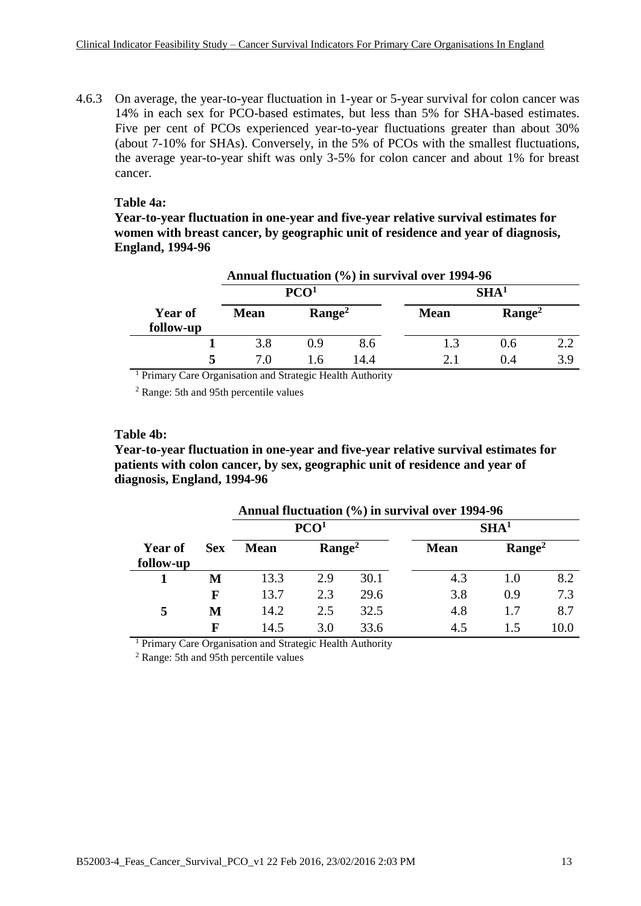4.6.3 On average, the year-to-year fluctuation in 1-year or 5-year survival for colon cancer was 14% in each sex for PCO-based estimates, but less than 5% for SHA-based estimates. Five per cent of PCOs experienced year-to-year fluctuations greater than about 30% (about 7-10% for SHAs). Conversely, in the 5% of PCOs with the smallest fluctuations, the average year-to-year shift was only 3-5% for colon cancer and about 1% for breast cancer.

**Table 4a:**
**Year-to-year fluctuation in one-year and five-year relative survival estimates for women with breast cancer, by geographic unit of residence and year of diagnosis, England, 1994-96**

| | Annual fluctuation (%) in survival over 1994-96 | | | | | |
|---|---|---|---|---|---|---|
| | PCO[1] | | | SHA[1] | | |
| **Year of follow-up** | **Mean** | **Range[2]** | | **Mean** | **Range[2]** | |
| **1** | 3.8 | 0.9 | 8.6 | 1.3 | 0.6 | 2.2 |
| **5** | 7.0 | 1.6 | 14.4 | 2.1 | 0.4 | 3.9 |

[1] Primary Care Organisation and Strategic Health Authority

[2] Range: 5th and 95th percentile values

**Table 4b:**
**Year-to-year fluctuation in one-year and five-year relative survival estimates for patients with colon cancer, by sex, geographic unit of residence and year of diagnosis, England, 1994-96**

| | | Annual fluctuation (%) in survival over 1994-96 | | | | | |
|---|---|---|---|---|---|---|---|
| | | PCO[1] | | | SHA[1] | | |
| **Year of follow-up** | **Sex** | **Mean** | **Range[2]** | | **Mean** | **Range[2]** | |
| **1** | **M** | 13.3 | 2.9 | 30.1 | 4.3 | 1.0 | 8.2 |
| | **F** | 13.7 | 2.3 | 29.6 | 3.8 | 0.9 | 7.3 |
| **5** | **M** | 14.2 | 2.5 | 32.5 | 4.8 | 1.7 | 8.7 |
| | **F** | 14.5 | 3.0 | 33.6 | 4.5 | 1.5 | 10.0 |

[1] Primary Care Organisation and Strategic Health Authority

[2] Range: 5th and 95th percentile values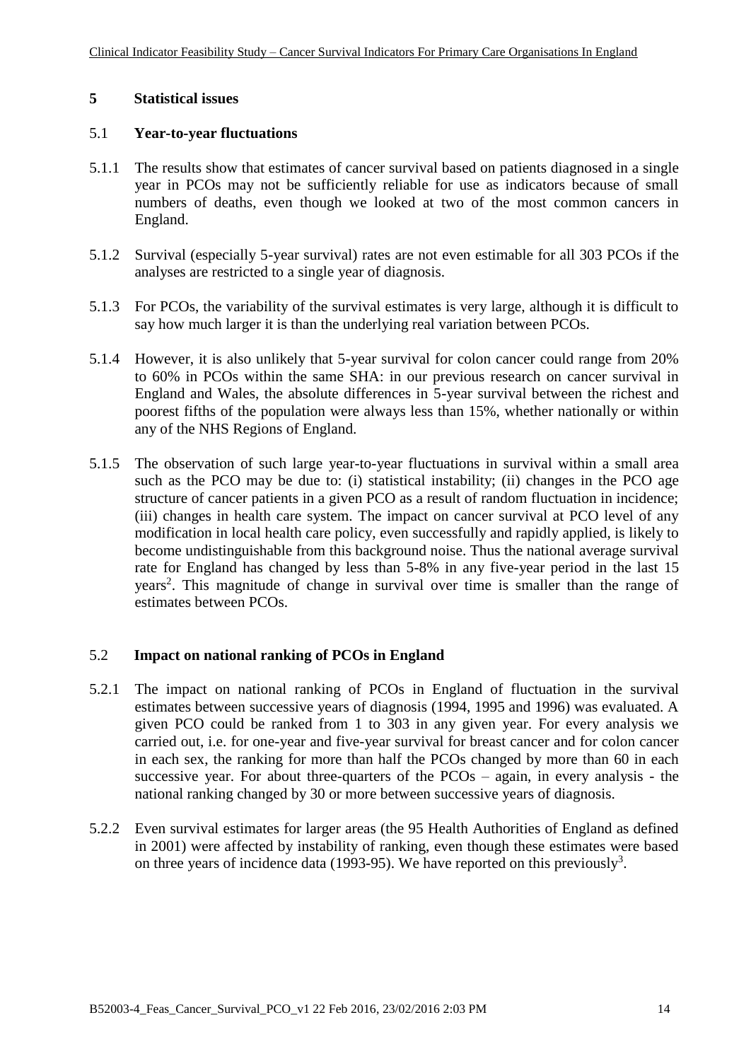# 5 Statistical issues

## 5.1 Year-to-year fluctuations

5.1.1 The results show that estimates of cancer survival based on patients diagnosed in a single year in PCOs may not be sufficiently reliable for use as indicators because of small numbers of deaths, even though we looked at two of the most common cancers in England.

5.1.2 Survival (especially 5-year survival) rates are not even estimable for all 303 PCOs if the analyses are restricted to a single year of diagnosis.

5.1.3 For PCOs, the variability of the survival estimates is very large, although it is difficult to say how much larger it is than the underlying real variation between PCOs.

5.1.4 However, it is also unlikely that 5-year survival for colon cancer could range from 20% to 60% in PCOs within the same SHA: in our previous research on cancer survival in England and Wales, the absolute differences in 5-year survival between the richest and poorest fifths of the population were always less than 15%, whether nationally or within any of the NHS Regions of England.

5.1.5 The observation of such large year-to-year fluctuations in survival within a small area such as the PCO may be due to: (i) statistical instability; (ii) changes in the PCO age structure of cancer patients in a given PCO as a result of random fluctuation in incidence; (iii) changes in health care system. The impact on cancer survival at PCO level of any modification in local health care policy, even successfully and rapidly applied, is likely to become undistinguishable from this background noise. Thus the national average survival rate for England has changed by less than 5-8% in any five-year period in the last 15 years[2]. This magnitude of change in survival over time is smaller than the range of estimates between PCOs.

## 5.2 Impact on national ranking of PCOs in England

5.2.1 The impact on national ranking of PCOs in England of fluctuation in the survival estimates between successive years of diagnosis (1994, 1995 and 1996) was evaluated. A given PCO could be ranked from 1 to 303 in any given year. For every analysis we carried out, i.e. for one-year and five-year survival for breast cancer and for colon cancer in each sex, the ranking for more than half the PCOs changed by more than 60 in each successive year. For about three-quarters of the PCOs – again, in every analysis - the national ranking changed by 30 or more between successive years of diagnosis.

5.2.2 Even survival estimates for larger areas (the 95 Health Authorities of England as defined in 2001) were affected by instability of ranking, even though these estimates were based on three years of incidence data (1993-95). We have reported on this previously[3].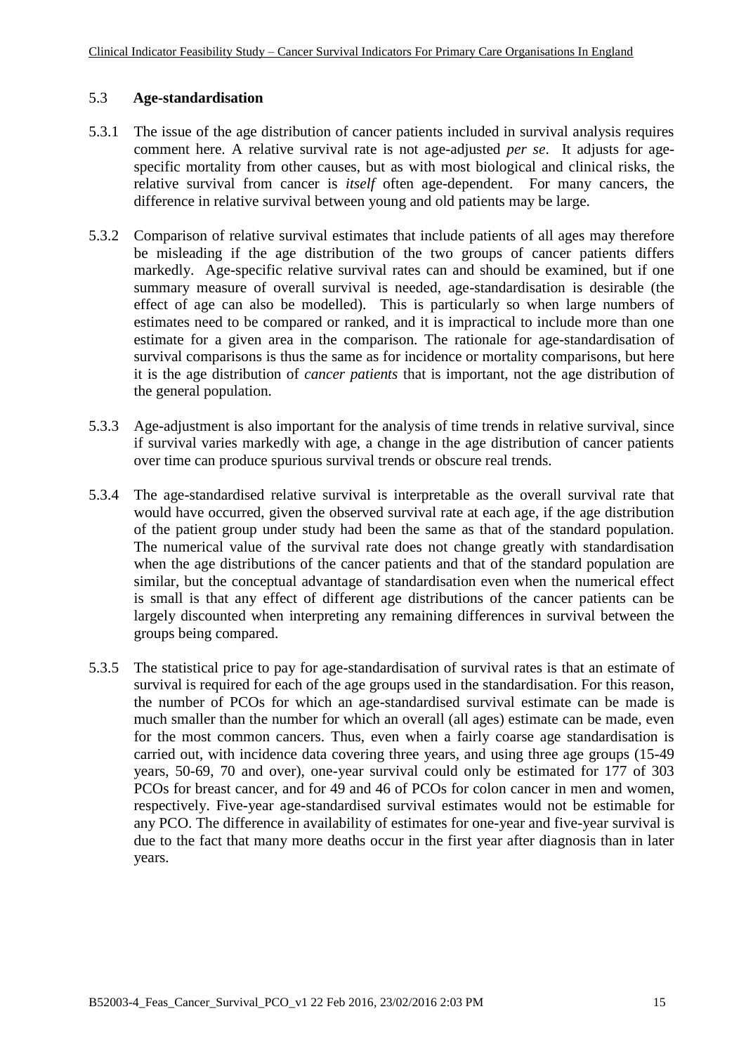## 5.3 **Age-standardisation**

5.3.1 The issue of the age distribution of cancer patients included in survival analysis requires comment here. A relative survival rate is not age-adjusted *per se*. It adjusts for age-specific mortality from other causes, but as with most biological and clinical risks, the relative survival from cancer is *itself* often age-dependent. For many cancers, the difference in relative survival between young and old patients may be large.

5.3.2 Comparison of relative survival estimates that include patients of all ages may therefore be misleading if the age distribution of the two groups of cancer patients differs markedly. Age-specific relative survival rates can and should be examined, but if one summary measure of overall survival is needed, age-standardisation is desirable (the effect of age can also be modelled). This is particularly so when large numbers of estimates need to be compared or ranked, and it is impractical to include more than one estimate for a given area in the comparison. The rationale for age-standardisation of survival comparisons is thus the same as for incidence or mortality comparisons, but here it is the age distribution of *cancer patients* that is important, not the age distribution of the general population.

5.3.3 Age-adjustment is also important for the analysis of time trends in relative survival, since if survival varies markedly with age, a change in the age distribution of cancer patients over time can produce spurious survival trends or obscure real trends.

5.3.4 The age-standardised relative survival is interpretable as the overall survival rate that would have occurred, given the observed survival rate at each age, if the age distribution of the patient group under study had been the same as that of the standard population. The numerical value of the survival rate does not change greatly with standardisation when the age distributions of the cancer patients and that of the standard population are similar, but the conceptual advantage of standardisation even when the numerical effect is small is that any effect of different age distributions of the cancer patients can be largely discounted when interpreting any remaining differences in survival between the groups being compared.

5.3.5 The statistical price to pay for age-standardisation of survival rates is that an estimate of survival is required for each of the age groups used in the standardisation. For this reason, the number of PCOs for which an age-standardised survival estimate can be made is much smaller than the number for which an overall (all ages) estimate can be made, even for the most common cancers. Thus, even when a fairly coarse age standardisation is carried out, with incidence data covering three years, and using three age groups (15-49 years, 50-69, 70 and over), one-year survival could only be estimated for 177 of 303 PCOs for breast cancer, and for 49 and 46 of PCOs for colon cancer in men and women, respectively. Five-year age-standardised survival estimates would not be estimable for any PCO. The difference in availability of estimates for one-year and five-year survival is due to the fact that many more deaths occur in the first year after diagnosis than in later years.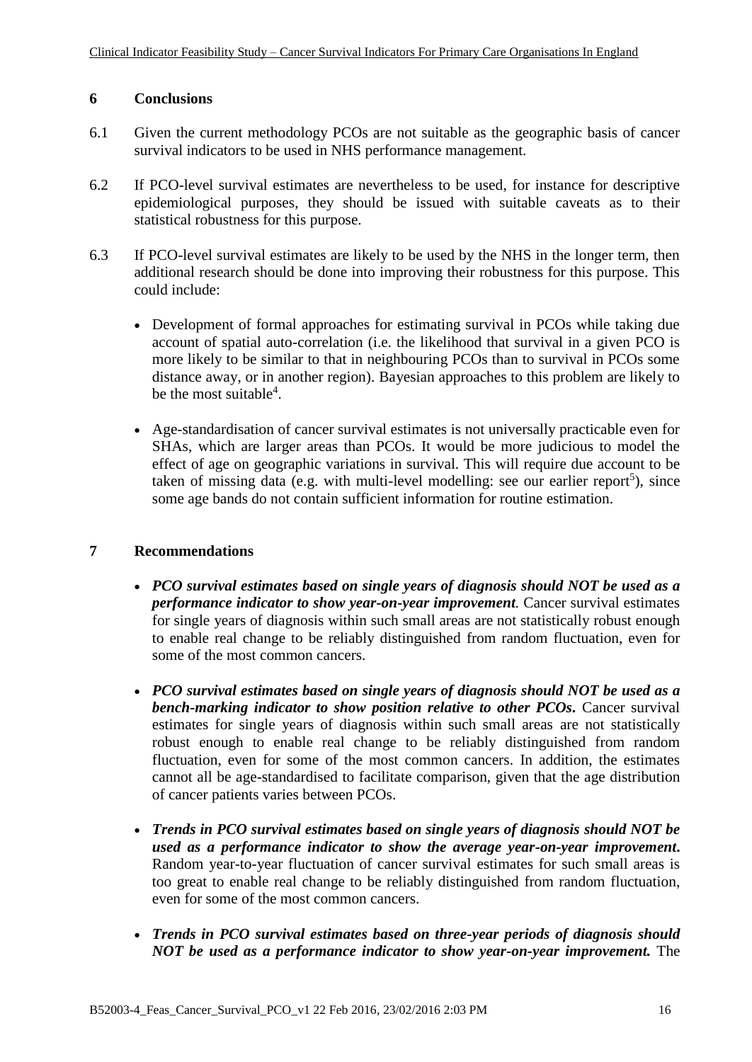## 6 Conclusions

6.1 Given the current methodology PCOs are not suitable as the geographic basis of cancer survival indicators to be used in NHS performance management.

6.2 If PCO-level survival estimates are nevertheless to be used, for instance for descriptive epidemiological purposes, they should be issued with suitable caveats as to their statistical robustness for this purpose.

6.3 If PCO-level survival estimates are likely to be used by the NHS in the longer term, then additional research should be done into improving their robustness for this purpose. This could include:

- Development of formal approaches for estimating survival in PCOs while taking due account of spatial auto-correlation (i.e. the likelihood that survival in a given PCO is more likely to be similar to that in neighbouring PCOs than to survival in PCOs some distance away, or in another region). Bayesian approaches to this problem are likely to be the most suitable[4].

- Age-standardisation of cancer survival estimates is not universally practicable even for SHAs, which are larger areas than PCOs. It would be more judicious to model the effect of age on geographic variations in survival. This will require due account to be taken of missing data (e.g. with multi-level modelling: see our earlier report[5]), since some age bands do not contain sufficient information for routine estimation.

## 7 Recommendations

- ***PCO survival estimates based on single years of diagnosis should NOT be used as a performance indicator to show year-on-year improvement.*** Cancer survival estimates for single years of diagnosis within such small areas are not statistically robust enough to enable real change to be reliably distinguished from random fluctuation, even for some of the most common cancers.

- ***PCO survival estimates based on single years of diagnosis should NOT be used as a bench-marking indicator to show position relative to other PCOs.*** Cancer survival estimates for single years of diagnosis within such small areas are not statistically robust enough to enable real change to be reliably distinguished from random fluctuation, even for some of the most common cancers. In addition, the estimates cannot all be age-standardised to facilitate comparison, given that the age distribution of cancer patients varies between PCOs.

- ***Trends in PCO survival estimates based on single years of diagnosis should NOT be used as a performance indicator to show the average year-on-year improvement.*** Random year-to-year fluctuation of cancer survival estimates for such small areas is too great to enable real change to be reliably distinguished from random fluctuation, even for some of the most common cancers.

- ***Trends in PCO survival estimates based on three-year periods of diagnosis should NOT be used as a performance indicator to show year-on-year improvement.*** The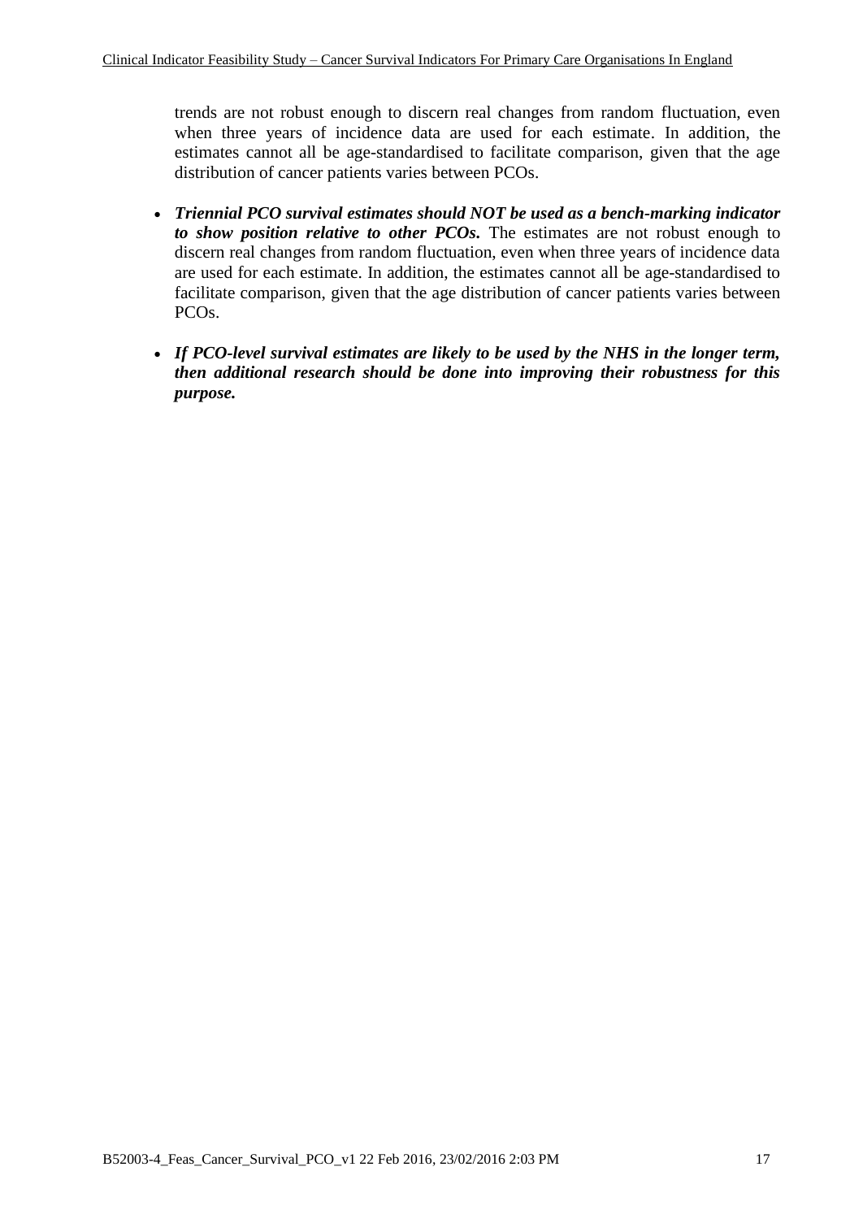trends are not robust enough to discern real changes from random fluctuation, even when three years of incidence data are used for each estimate. In addition, the estimates cannot all be age-standardised to facilitate comparison, given that the age distribution of cancer patients varies between PCOs.

- ***Triennial PCO survival estimates should NOT be used as a bench-marking indicator to show position relative to other PCOs.*** The estimates are not robust enough to discern real changes from random fluctuation, even when three years of incidence data are used for each estimate. In addition, the estimates cannot all be age-standardised to facilitate comparison, given that the age distribution of cancer patients varies between PCOs.

- ***If PCO-level survival estimates are likely to be used by the NHS in the longer term, then additional research should be done into improving their robustness for this purpose.***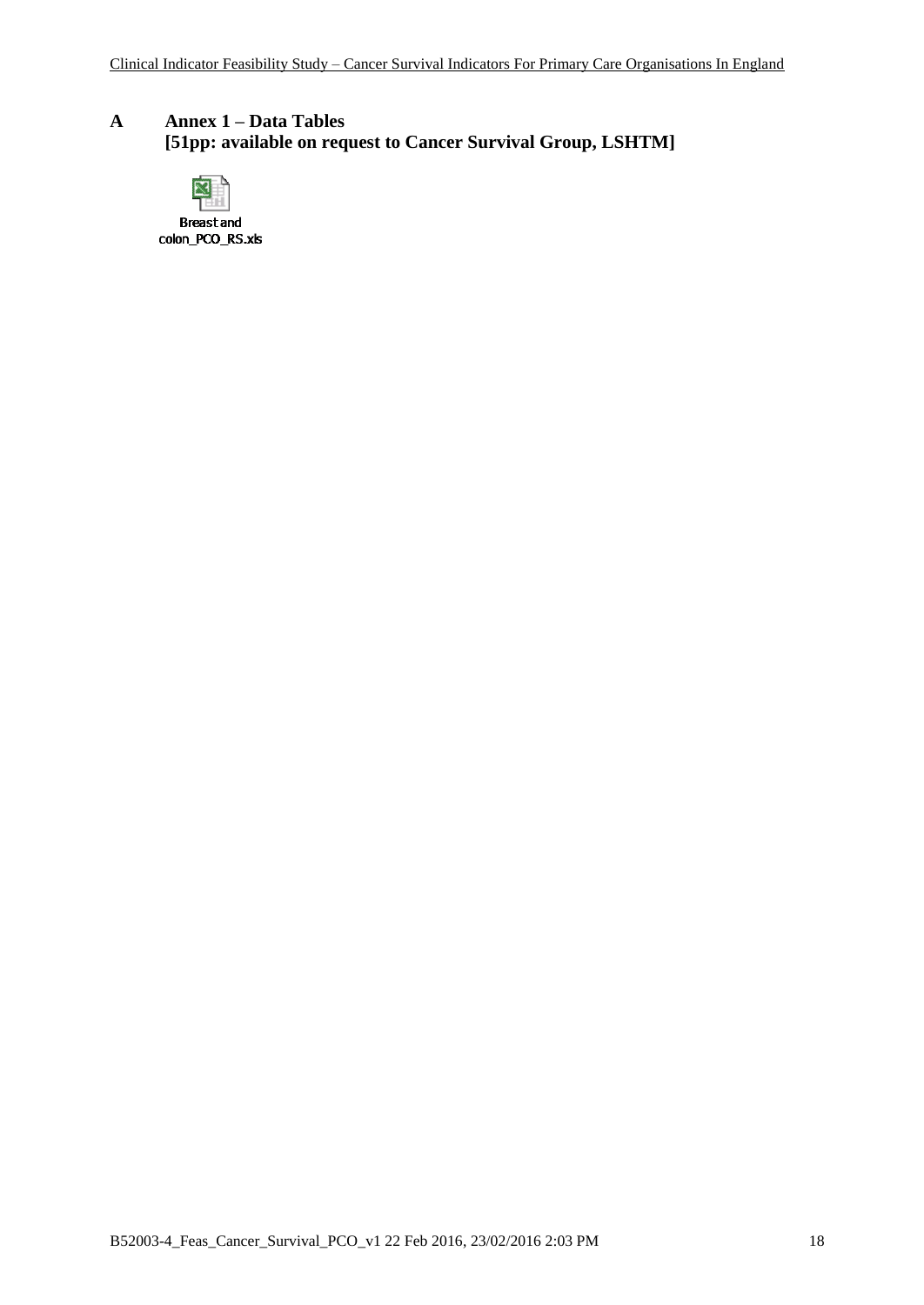# A Annex 1 – Data Tables
**[51pp: available on request to Cancer Survival Group, LSHTM]**

Breast and colon_PCO_RS.xls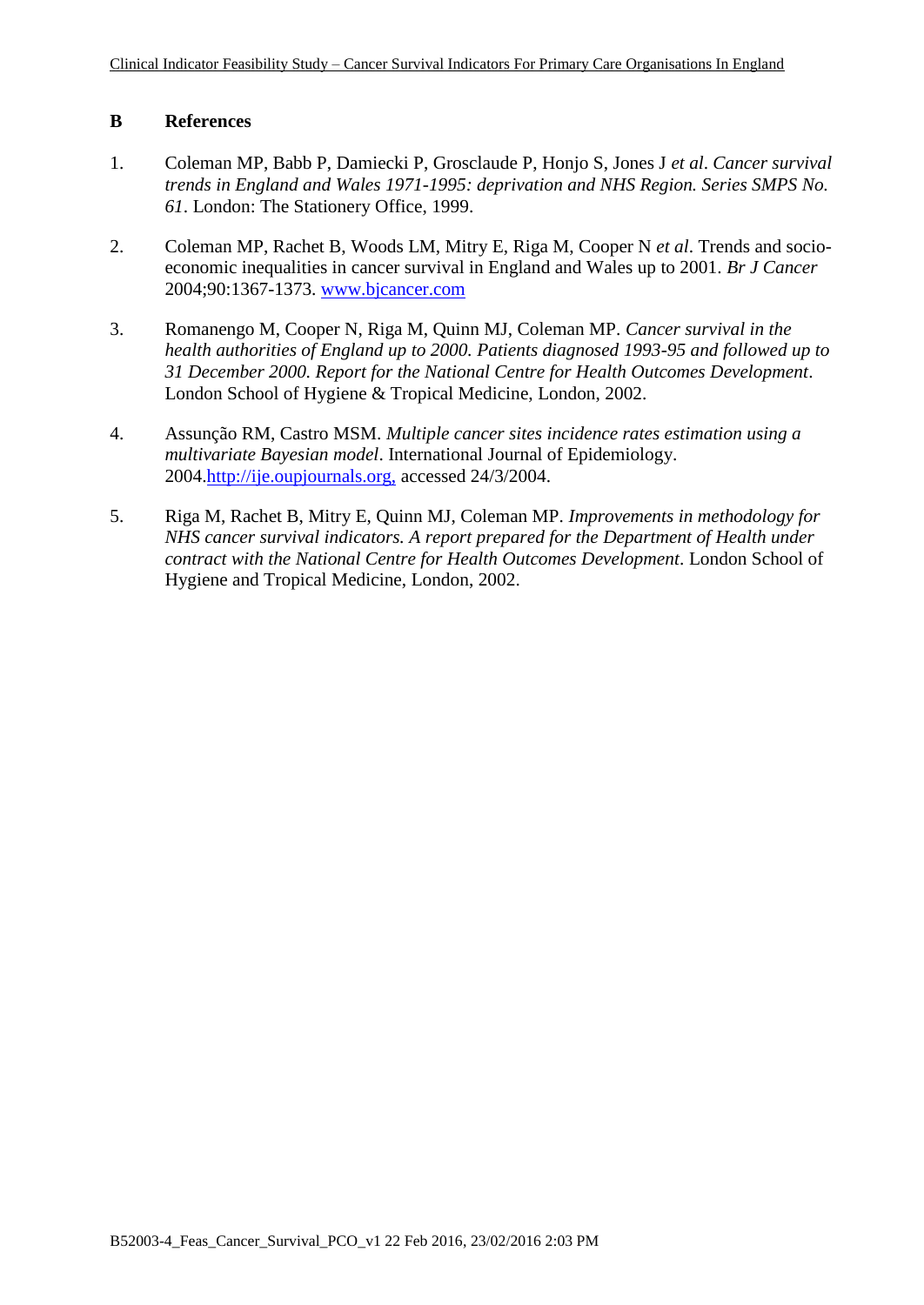## B References

1. Coleman MP, Babb P, Damiecki P, Grosclaude P, Honjo S, Jones J *et al*. *Cancer survival trends in England and Wales 1971-1995: deprivation and NHS Region. Series SMPS No. 61*. London: The Stationery Office, 1999.

2. Coleman MP, Rachet B, Woods LM, Mitry E, Riga M, Cooper N *et al*. Trends and socio-economic inequalities in cancer survival in England and Wales up to 2001. *Br J Cancer* 2004;90:1367-1373. www.bjcancer.com

3. Romanengo M, Cooper N, Riga M, Quinn MJ, Coleman MP. *Cancer survival in the health authorities of England up to 2000. Patients diagnosed 1993-95 and followed up to 31 December 2000. Report for the National Centre for Health Outcomes Development*. London School of Hygiene & Tropical Medicine, London, 2002.

4. Assunção RM, Castro MSM. *Multiple cancer sites incidence rates estimation using a multivariate Bayesian model*. International Journal of Epidemiology. 2004.http://ije.oupjournals.org, accessed 24/3/2004.

5. Riga M, Rachet B, Mitry E, Quinn MJ, Coleman MP. *Improvements in methodology for NHS cancer survival indicators. A report prepared for the Department of Health under contract with the National Centre for Health Outcomes Development*. London School of Hygiene and Tropical Medicine, London, 2002.